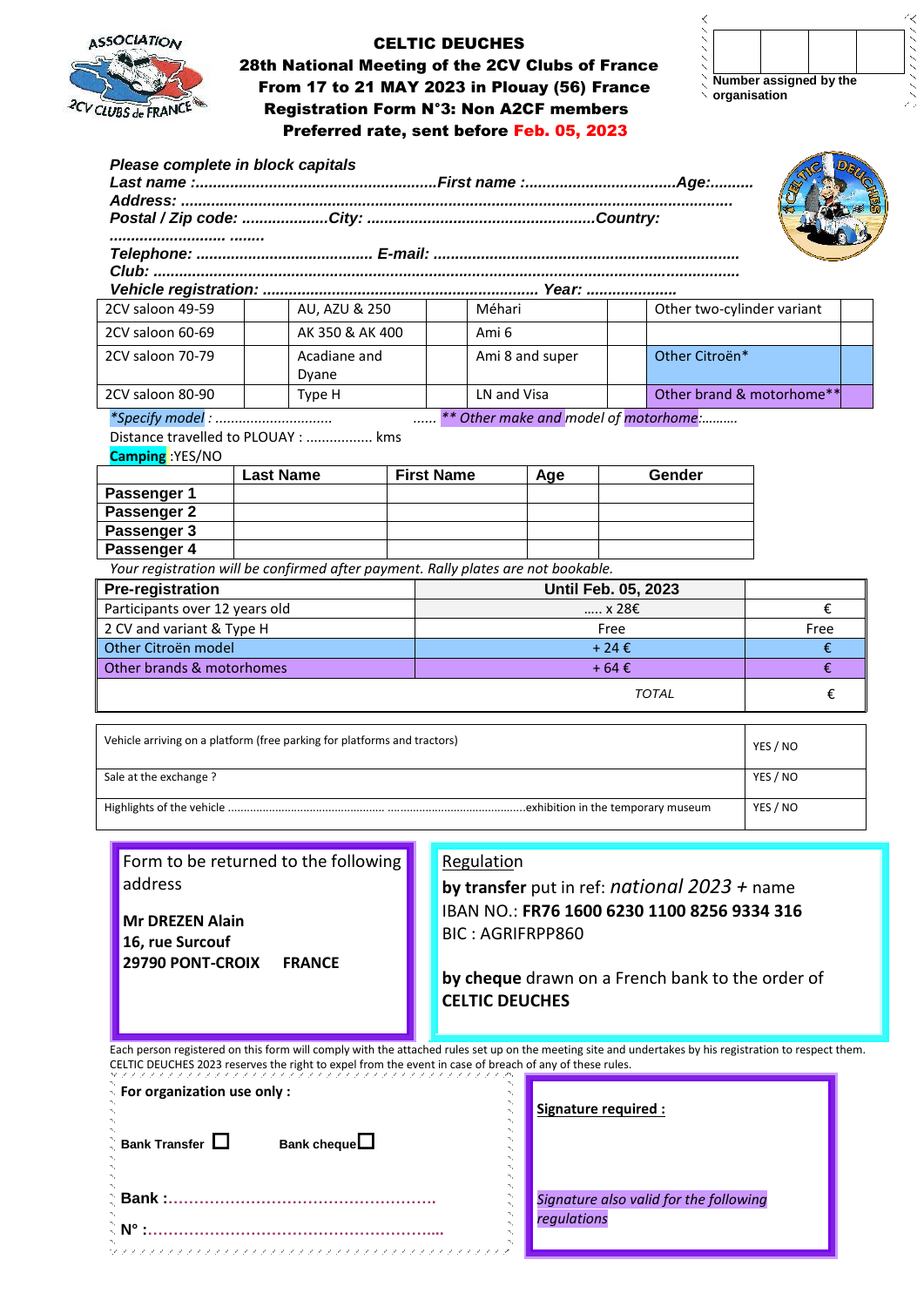# CELTIC DEUCHES

## 28th National Meeting of the 2CV Clubs of France

## From 17 to 21 MAY 2023 in Plouay (56) France

## Registration Form N°3: Non A2CF members

## Preferred rate, sent before Feb. 05, 2023

| | | | |
|---|---|---|---|
| | | | |

Number assigned by the organisation

*Please complete in block capitals*

***Last name :.......................................................First name :..................................Age:..........***

***Address: .....................................................................................................................***

***Postal / Zip code: ...................City: ....................................................Country:***

***.......................... ........***

***Telephone: ....................................... E-mail: ....................................................................***

***Club: ....................................................................................................................................***

***Vehicle registration: ............................................................. Year: ....................***

| 2CV saloon 49-59 | | AU, AZU & 250 | | Méhari | | Other two-cylinder variant | |
|---|---|---|---|---|---|---|---|
| 2CV saloon 60-69 | | AK 350 & AK 400 | | Ami 6 | | | |
| 2CV saloon 70-79 | | Acadiane and Dyane | | Ami 8 and super | | Other Citroën* | |
| 2CV saloon 80-90 | | Type H | | LN and Visa | | Other brand & motorhome** | |

*\*Specify model : .............................* ...... *\*\* Other make and model of motorhome:..........*

Distance travelled to PLOUAY : ................ kms

**Camping** :YES/NO

| | Last Name | First Name | Age | Gender |
|---|---|---|---|---|
| **Passenger 1** | | | | |
| **Passenger 2** | | | | |
| **Passenger 3** | | | | |
| **Passenger 4** | | | | |

*Your registration will be confirmed after payment. Rally plates are not bookable.*

| Pre-registration | Until Feb. 05, 2023 | |
|---|---|---|
| Participants over 12 years old | ..... x 28€ | € |
| 2 CV and variant & Type H | Free | Free |
| Other Citroën model | + 24 € | € |
| Other brands & motorhomes | + 64 € | € |
| | *TOTAL* | € |

| | |
|---|---|
| Vehicle arriving on a platform (free parking for platforms and tractors) | YES / NO |
| Sale at the exchange ? | YES / NO |
| Highlights of the vehicle .................................................. ...........................................exhibition in the temporary museum | YES / NO |

Form to be returned to the following address

**Mr DREZEN Alain**
**16, rue Surcouf**
**29790 PONT-CROIX FRANCE**

Regulation

**by transfer** put in ref: *national 2023* + name
IBAN NO.: **FR76 1600 6230 1100 8256 9334 316**
BIC : AGRIFRPP860

**by cheque** drawn on a French bank to the order of **CELTIC DEUCHES**

Each person registered on this form will comply with the attached rules set up on the meeting site and undertakes by his registration to respect them. CELTIC DEUCHES 2023 reserves the right to expel from the event in case of breach of any of these rules.

**For organization use only :**

**Bank Transfer** ☐ **Bank cheque**☐

**Bank :....................................................**

**N° :.........................................................**

**Signature required :**

*Signature also valid for the following regulations*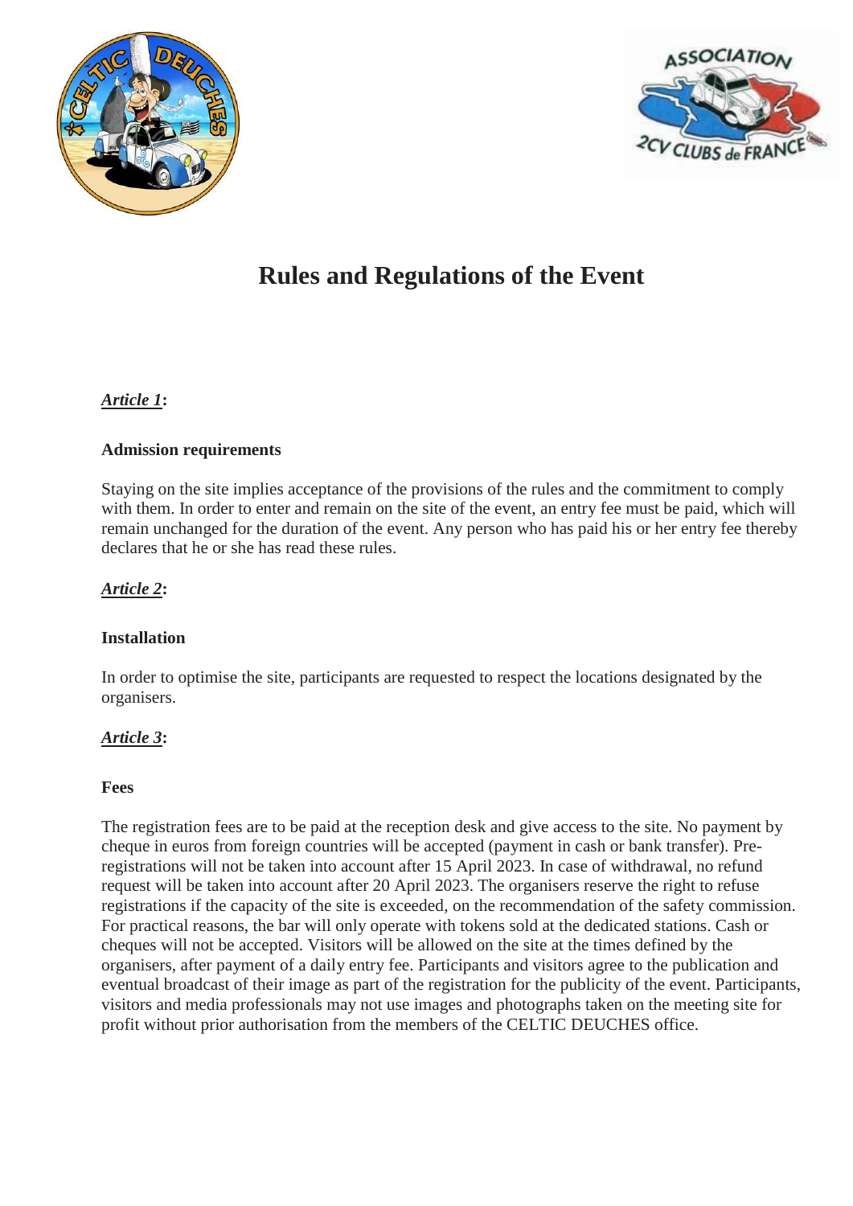# Rules and Regulations of the Event

***Article 1*:**

### Admission requirements

Staying on the site implies acceptance of the provisions of the rules and the commitment to comply with them. In order to enter and remain on the site of the event, an entry fee must be paid, which will remain unchanged for the duration of the event. Any person who has paid his or her entry fee thereby declares that he or she has read these rules.

***Article 2*:**

### Installation

In order to optimise the site, participants are requested to respect the locations designated by the organisers.

***Article 3*:**

### Fees

The registration fees are to be paid at the reception desk and give access to the site. No payment by cheque in euros from foreign countries will be accepted (payment in cash or bank transfer). Pre-registrations will not be taken into account after 15 April 2023. In case of withdrawal, no refund request will be taken into account after 20 April 2023. The organisers reserve the right to refuse registrations if the capacity of the site is exceeded, on the recommendation of the safety commission. For practical reasons, the bar will only operate with tokens sold at the dedicated stations. Cash or cheques will not be accepted. Visitors will be allowed on the site at the times defined by the organisers, after payment of a daily entry fee. Participants and visitors agree to the publication and eventual broadcast of their image as part of the registration for the publicity of the event. Participants, visitors and media professionals may not use images and photographs taken on the meeting site for profit without prior authorisation from the members of the CELTIC DEUCHES office.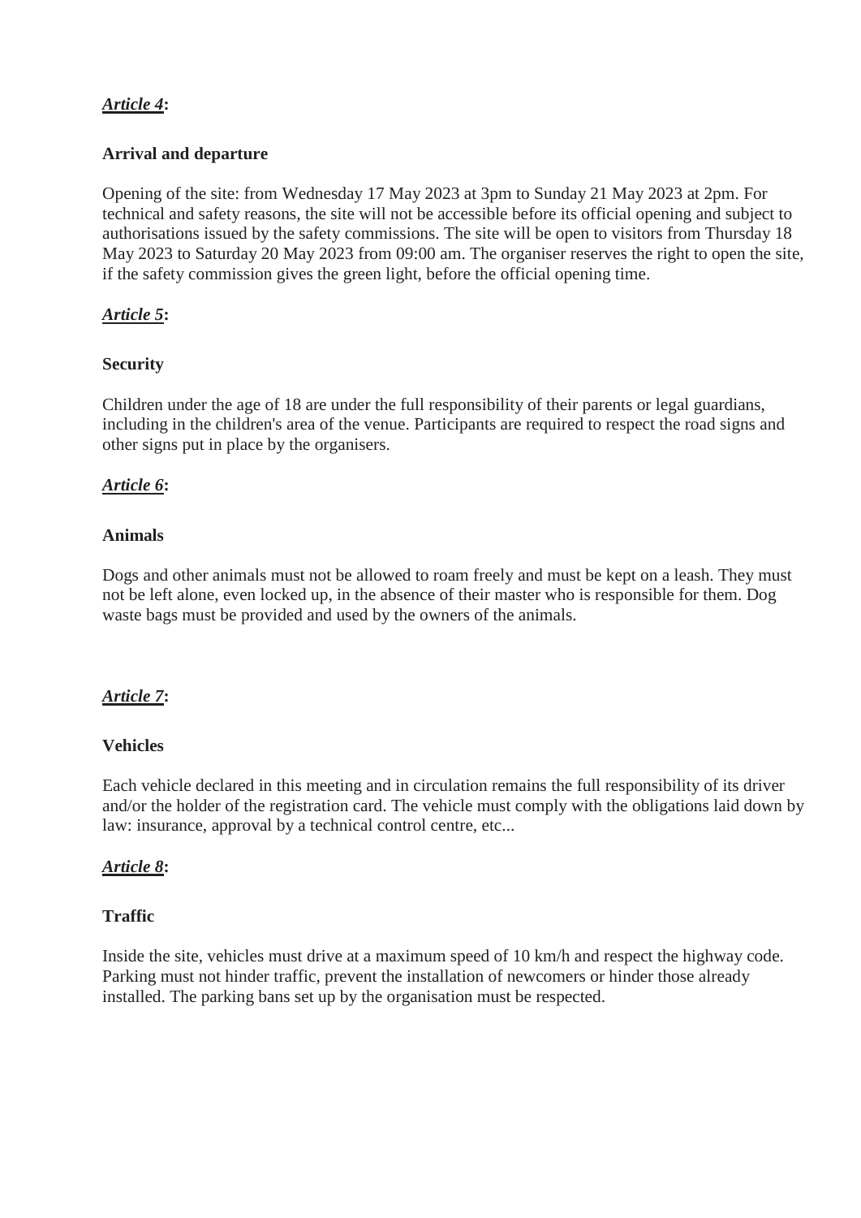***Article 4*:**

**Arrival and departure**

Opening of the site: from Wednesday 17 May 2023 at 3pm to Sunday 21 May 2023 at 2pm. For technical and safety reasons, the site will not be accessible before its official opening and subject to authorisations issued by the safety commissions. The site will be open to visitors from Thursday 18 May 2023 to Saturday 20 May 2023 from 09:00 am. The organiser reserves the right to open the site, if the safety commission gives the green light, before the official opening time.

***Article 5*:**

**Security**

Children under the age of 18 are under the full responsibility of their parents or legal guardians, including in the children's area of the venue. Participants are required to respect the road signs and other signs put in place by the organisers.

***Article 6*:**

**Animals**

Dogs and other animals must not be allowed to roam freely and must be kept on a leash. They must not be left alone, even locked up, in the absence of their master who is responsible for them. Dog waste bags must be provided and used by the owners of the animals.

***Article 7*:**

**Vehicles**

Each vehicle declared in this meeting and in circulation remains the full responsibility of its driver and/or the holder of the registration card. The vehicle must comply with the obligations laid down by law: insurance, approval by a technical control centre, etc...

***Article 8*:**

**Traffic**

Inside the site, vehicles must drive at a maximum speed of 10 km/h and respect the highway code. Parking must not hinder traffic, prevent the installation of newcomers or hinder those already installed. The parking bans set up by the organisation must be respected.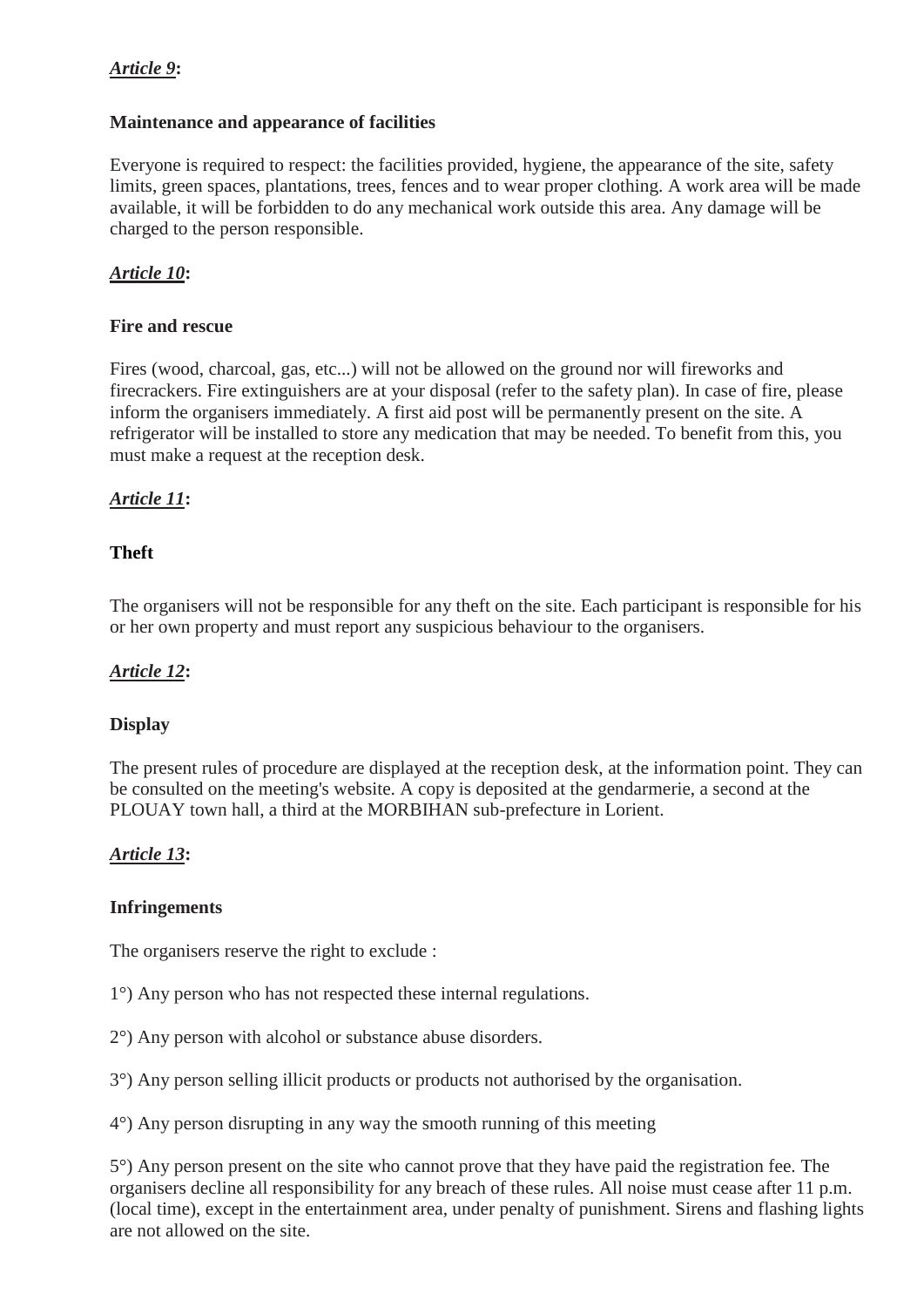***Article 9*:**

**Maintenance and appearance of facilities**

Everyone is required to respect: the facilities provided, hygiene, the appearance of the site, safety limits, green spaces, plantations, trees, fences and to wear proper clothing. A work area will be made available, it will be forbidden to do any mechanical work outside this area. Any damage will be charged to the person responsible.

***Article 10*:**

**Fire and rescue**

Fires (wood, charcoal, gas, etc...) will not be allowed on the ground nor will fireworks and firecrackers. Fire extinguishers are at your disposal (refer to the safety plan). In case of fire, please inform the organisers immediately. A first aid post will be permanently present on the site. A refrigerator will be installed to store any medication that may be needed. To benefit from this, you must make a request at the reception desk.

***Article 11*:**

**Theft**

The organisers will not be responsible for any theft on the site. Each participant is responsible for his or her own property and must report any suspicious behaviour to the organisers.

***Article 12*:**

**Display**

The present rules of procedure are displayed at the reception desk, at the information point. They can be consulted on the meeting's website. A copy is deposited at the gendarmerie, a second at the PLOUAY town hall, a third at the MORBIHAN sub-prefecture in Lorient.

***Article 13*:**

**Infringements**

The organisers reserve the right to exclude :

1°) Any person who has not respected these internal regulations.

2°) Any person with alcohol or substance abuse disorders.

3°) Any person selling illicit products or products not authorised by the organisation.

4°) Any person disrupting in any way the smooth running of this meeting

5°) Any person present on the site who cannot prove that they have paid the registration fee. The organisers decline all responsibility for any breach of these rules. All noise must cease after 11 p.m. (local time), except in the entertainment area, under penalty of punishment. Sirens and flashing lights are not allowed on the site.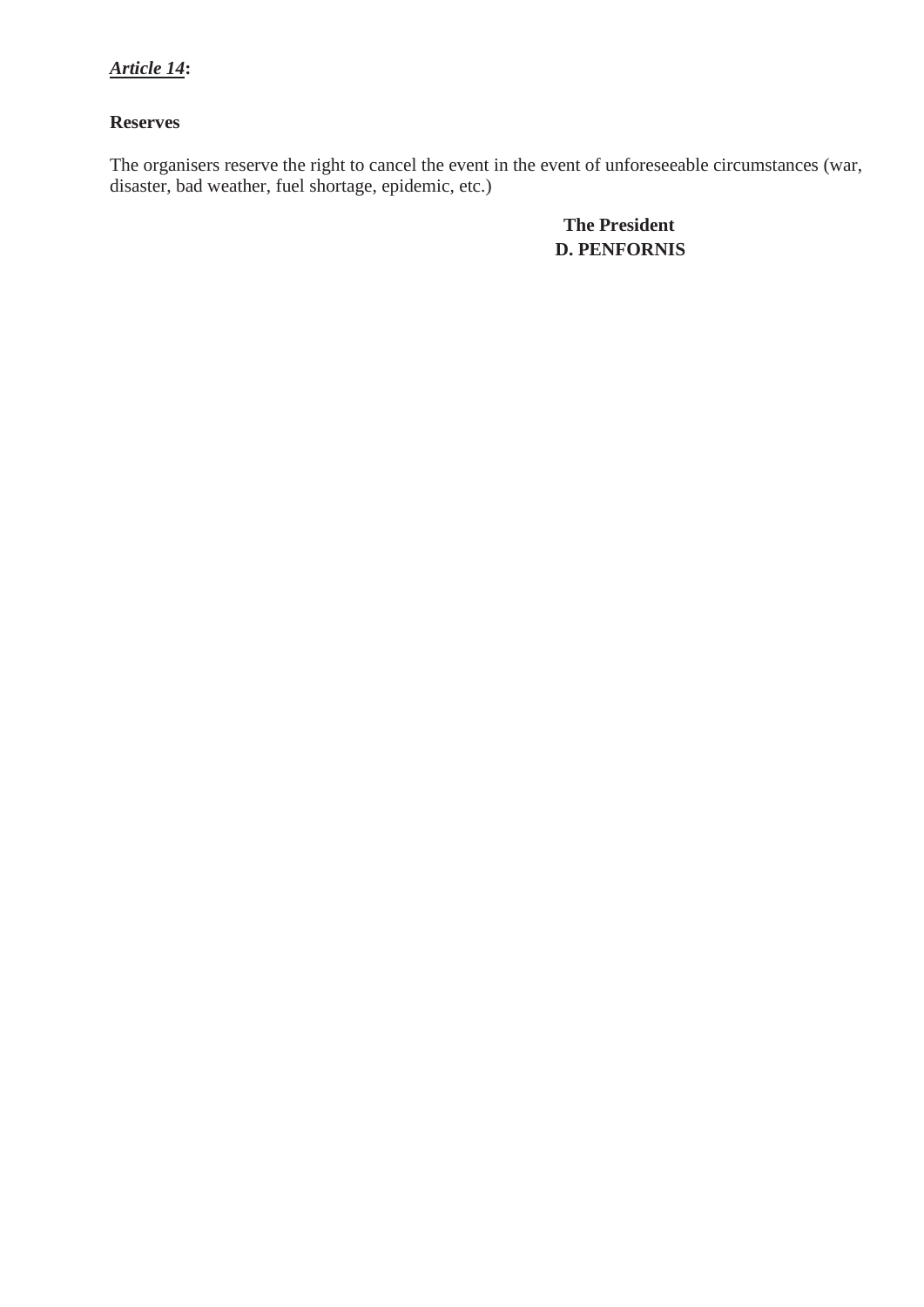***Article 14*:**

**Reserves**

The organisers reserve the right to cancel the event in the event of unforeseeable circumstances (war, disaster, bad weather, fuel shortage, epidemic, etc.)

**The President**
**D. PENFORNIS**